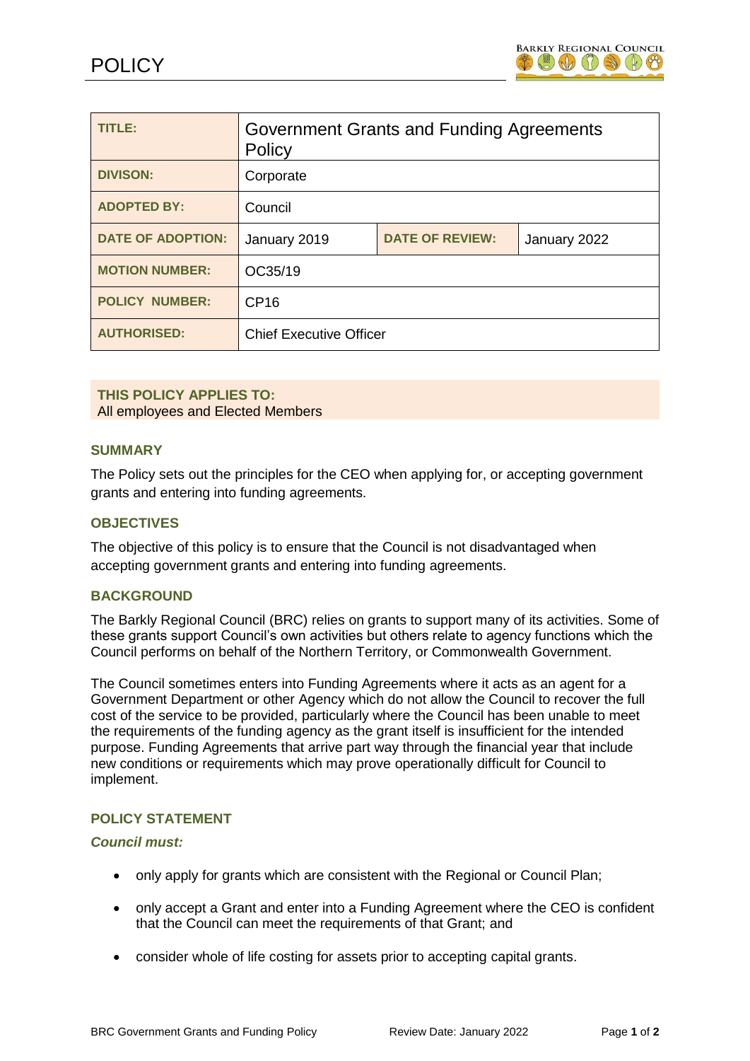# POLICY

| TITLE: | Government Grants and Funding Agreements Policy | | |
|---|---|---|---|
| DIVISON: | Corporate | | |
| ADOPTED BY: | Council | | |
| DATE OF ADOPTION: | January 2019 | DATE OF REVIEW: | January 2022 |
| MOTION NUMBER: | OC35/19 | | |
| POLICY NUMBER: | CP16 | | |
| AUTHORISED: | Chief Executive Officer | | |

**THIS POLICY APPLIES TO:**
All employees and Elected Members

## SUMMARY

The Policy sets out the principles for the CEO when applying for, or accepting government grants and entering into funding agreements.

## OBJECTIVES

The objective of this policy is to ensure that the Council is not disadvantaged when accepting government grants and entering into funding agreements.

## BACKGROUND

The Barkly Regional Council (BRC) relies on grants to support many of its activities. Some of these grants support Council's own activities but others relate to agency functions which the Council performs on behalf of the Northern Territory, or Commonwealth Government.

The Council sometimes enters into Funding Agreements where it acts as an agent for a Government Department or other Agency which do not allow the Council to recover the full cost of the service to be provided, particularly where the Council has been unable to meet the requirements of the funding agency as the grant itself is insufficient for the intended purpose. Funding Agreements that arrive part way through the financial year that include new conditions or requirements which may prove operationally difficult for Council to implement.

## POLICY STATEMENT

***Council must:***

- only apply for grants which are consistent with the Regional or Council Plan;
- only accept a Grant and enter into a Funding Agreement where the CEO is confident that the Council can meet the requirements of that Grant; and
- consider whole of life costing for assets prior to accepting capital grants.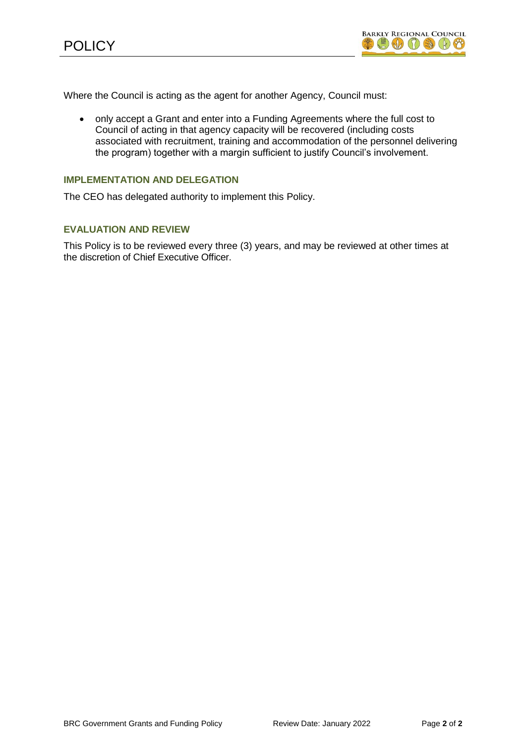Where the Council is acting as the agent for another Agency, Council must:

- only accept a Grant and enter into a Funding Agreements where the full cost to Council of acting in that agency capacity will be recovered (including costs associated with recruitment, training and accommodation of the personnel delivering the program) together with a margin sufficient to justify Council's involvement.

### IMPLEMENTATION AND DELEGATION

The CEO has delegated authority to implement this Policy.

### EVALUATION AND REVIEW

This Policy is to be reviewed every three (3) years, and may be reviewed at other times at the discretion of Chief Executive Officer.